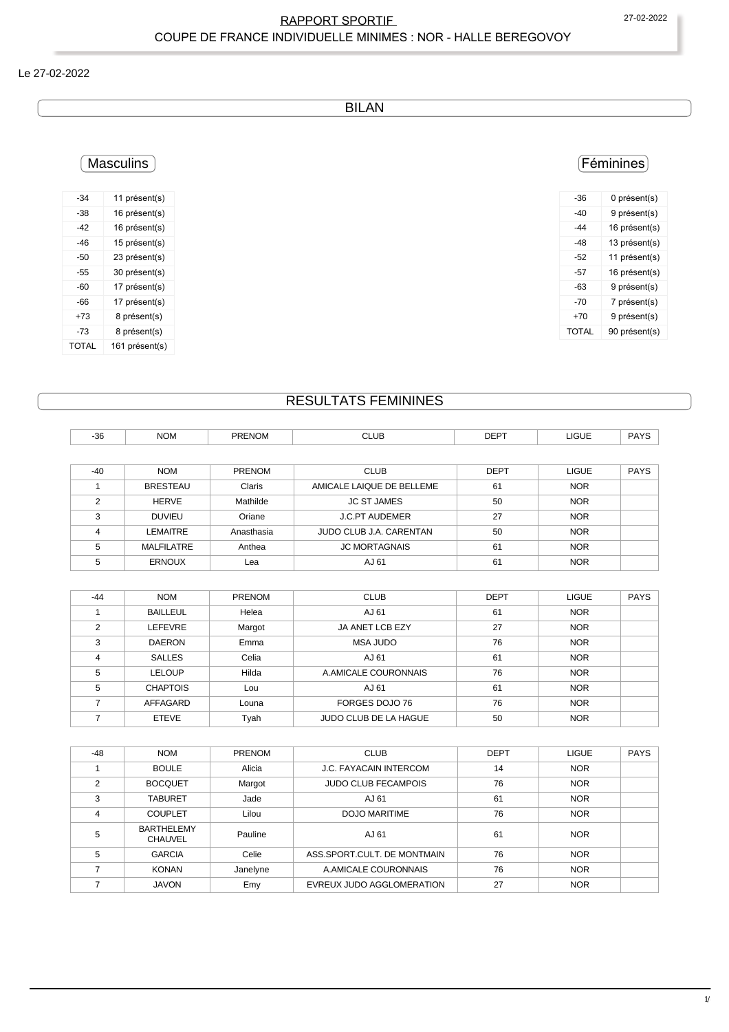# RAPPORT SPORTIF
## COUPE DE FRANCE INDIVIDUELLE MINIMES : NOR - HALLE BEREGOVOY

Le 27-02-2022

## BILAN

### Masculins

| -34 | 11 présent(s) |
|---|---|
| -38 | 16 présent(s) |
| -42 | 16 présent(s) |
| -46 | 15 présent(s) |
| -50 | 23 présent(s) |
| -55 | 30 présent(s) |
| -60 | 17 présent(s) |
| -66 | 17 présent(s) |
| +73 | 8 présent(s) |
| -73 | 8 présent(s) |
| TOTAL | 161 présent(s) |

### Féminines

| -36 | 0 présent(s) |
|---|---|
| -40 | 9 présent(s) |
| -44 | 16 présent(s) |
| -48 | 13 présent(s) |
| -52 | 11 présent(s) |
| -57 | 16 présent(s) |
| -63 | 9 présent(s) |
| -70 | 7 présent(s) |
| +70 | 9 présent(s) |
| TOTAL | 90 présent(s) |

## RESULTATS FEMININES

| -36 | NOM | PRENOM | CLUB | DEPT | LIGUE | PAYS |
|---|---|---|---|---|---|---|

| -40 | NOM | PRENOM | CLUB | DEPT | LIGUE | PAYS |
|---|---|---|---|---|---|---|
| 1 | BRESTEAU | Claris | AMICALE LAIQUE DE BELLEME | 61 | NOR | |
| 2 | HERVE | Mathilde | JC ST JAMES | 50 | NOR | |
| 3 | DUVIEU | Oriane | J.C.PT AUDEMER | 27 | NOR | |
| 4 | LEMAITRE | Anasthasia | JUDO CLUB J.A. CARENTAN | 50 | NOR | |
| 5 | MALFILATRE | Anthea | JC MORTAGNAIS | 61 | NOR | |
| 5 | ERNOUX | Lea | AJ 61 | 61 | NOR | |

| -44 | NOM | PRENOM | CLUB | DEPT | LIGUE | PAYS |
|---|---|---|---|---|---|---|
| 1 | BAILLEUL | Helea | AJ 61 | 61 | NOR | |
| 2 | LEFEVRE | Margot | JA ANET LCB EZY | 27 | NOR | |
| 3 | DAERON | Emma | MSA JUDO | 76 | NOR | |
| 4 | SALLES | Celia | AJ 61 | 61 | NOR | |
| 5 | LELOUP | Hilda | A.AMICALE COURONNAIS | 76 | NOR | |
| 5 | CHAPTOIS | Lou | AJ 61 | 61 | NOR | |
| 7 | AFFAGARD | Louna | FORGES DOJO 76 | 76 | NOR | |
| 7 | ETEVE | Tyah | JUDO CLUB DE LA HAGUE | 50 | NOR | |

| -48 | NOM | PRENOM | CLUB | DEPT | LIGUE | PAYS |
|---|---|---|---|---|---|---|
| 1 | BOULE | Alicia | J.C. FAYACAIN INTERCOM | 14 | NOR | |
| 2 | BOCQUET | Margot | JUDO CLUB FECAMPOIS | 76 | NOR | |
| 3 | TABURET | Jade | AJ 61 | 61 | NOR | |
| 4 | COUPLET | Lilou | DOJO MARITIME | 76 | NOR | |
| 5 | BARTHELEMY CHAUVEL | Pauline | AJ 61 | 61 | NOR | |
| 5 | GARCIA | Celie | ASS.SPORT.CULT. DE MONTMAIN | 76 | NOR | |
| 7 | KONAN | Janelyne | A.AMICALE COURONNAIS | 76 | NOR | |
| 7 | JAVON | Emy | EVREUX JUDO AGGLOMERATION | 27 | NOR | |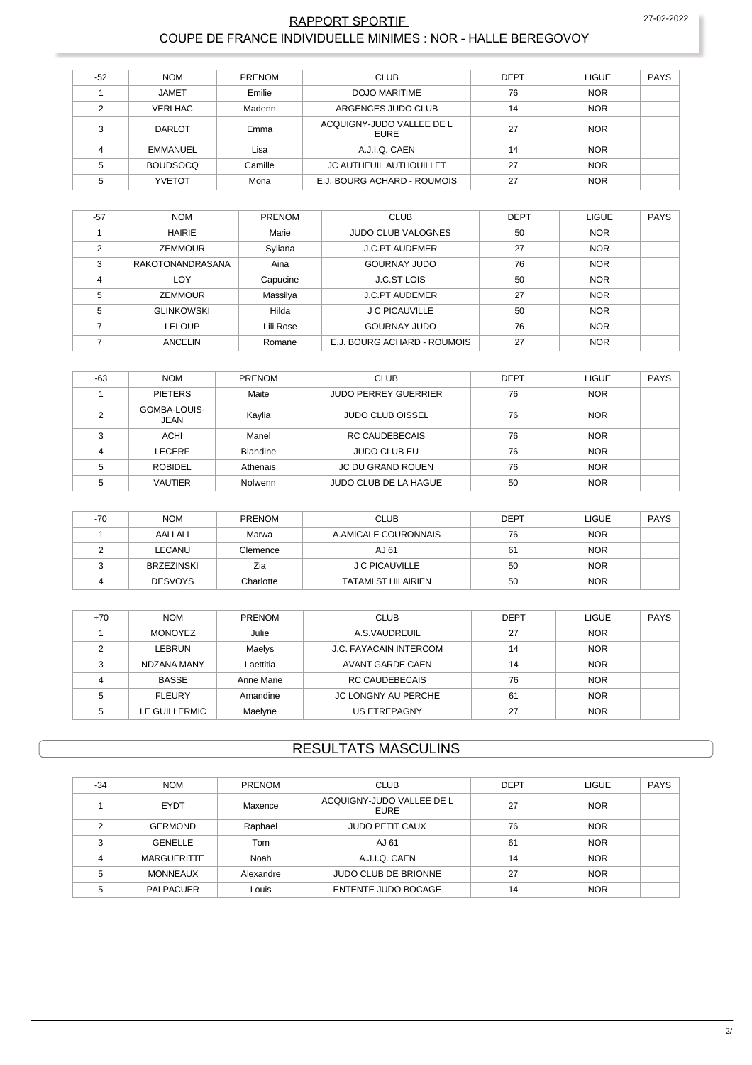## RAPPORT SPORTIF
## COUPE DE FRANCE INDIVIDUELLE MINIMES : NOR - HALLE BEREGOVOY

| -52 | NOM | PRENOM | CLUB | DEPT | LIGUE | PAYS |
|---|---|---|---|---|---|---|
| 1 | JAMET | Emilie | DOJO MARITIME | 76 | NOR | |
| 2 | VERLHAC | Madenn | ARGENCES JUDO CLUB | 14 | NOR | |
| 3 | DARLOT | Emma | ACQUIGNY-JUDO VALLEE DE L EURE | 27 | NOR | |
| 4 | EMMANUEL | Lisa | A.J.I.Q. CAEN | 14 | NOR | |
| 5 | BOUDSOCQ | Camille | JC AUTHEUIL AUTHOUILLET | 27 | NOR | |
| 5 | YVETOT | Mona | E.J. BOURG ACHARD - ROUMOIS | 27 | NOR | |

| -57 | NOM | PRENOM | CLUB | DEPT | LIGUE | PAYS |
|---|---|---|---|---|---|---|
| 1 | HAIRIE | Marie | JUDO CLUB VALOGNES | 50 | NOR | |
| 2 | ZEMMOUR | Syliana | J.C.PT AUDEMER | 27 | NOR | |
| 3 | RAKOTONANDRASANA | Aina | GOURNAY JUDO | 76 | NOR | |
| 4 | LOY | Capucine | J.C.ST LOIS | 50 | NOR | |
| 5 | ZEMMOUR | Massilya | J.C.PT AUDEMER | 27 | NOR | |
| 5 | GLINKOWSKI | Hilda | J C PICAUVILLE | 50 | NOR | |
| 7 | LELOUP | Lili Rose | GOURNAY JUDO | 76 | NOR | |
| 7 | ANCELIN | Romane | E.J. BOURG ACHARD - ROUMOIS | 27 | NOR | |

| -63 | NOM | PRENOM | CLUB | DEPT | LIGUE | PAYS |
|---|---|---|---|---|---|---|
| 1 | PIETERS | Maite | JUDO PERREY GUERRIER | 76 | NOR | |
| 2 | GOMBA-LOUIS-JEAN | Kaylia | JUDO CLUB OISSEL | 76 | NOR | |
| 3 | ACHI | Manel | RC CAUDEBECAIS | 76 | NOR | |
| 4 | LECERF | Blandine | JUDO CLUB EU | 76 | NOR | |
| 5 | ROBIDEL | Athenais | JC DU GRAND ROUEN | 76 | NOR | |
| 5 | VAUTIER | Nolwenn | JUDO CLUB DE LA HAGUE | 50 | NOR | |

| -70 | NOM | PRENOM | CLUB | DEPT | LIGUE | PAYS |
|---|---|---|---|---|---|---|
| 1 | AALLALI | Marwa | A.AMICALE COURONNAIS | 76 | NOR | |
| 2 | LECANU | Clemence | AJ 61 | 61 | NOR | |
| 3 | BRZEZINSKI | Zia | J C PICAUVILLE | 50 | NOR | |
| 4 | DESVOYS | Charlotte | TATAMI ST HILAIRIEN | 50 | NOR | |

| +70 | NOM | PRENOM | CLUB | DEPT | LIGUE | PAYS |
|---|---|---|---|---|---|---|
| 1 | MONOYEZ | Julie | A.S.VAUDREUIL | 27 | NOR | |
| 2 | LEBRUN | Maelys | J.C. FAYACAIN INTERCOM | 14 | NOR | |
| 3 | NDZANA MANY | Laettitia | AVANT GARDE CAEN | 14 | NOR | |
| 4 | BASSE | Anne Marie | RC CAUDEBECAIS | 76 | NOR | |
| 5 | FLEURY | Amandine | JC LONGNY AU PERCHE | 61 | NOR | |
| 5 | LE GUILLERMIC | Maelyne | US ETREPAGNY | 27 | NOR | |

## RESULTATS MASCULINS

| -34 | NOM | PRENOM | CLUB | DEPT | LIGUE | PAYS |
|---|---|---|---|---|---|---|
| 1 | EYDT | Maxence | ACQUIGNY-JUDO VALLEE DE L EURE | 27 | NOR | |
| 2 | GERMOND | Raphael | JUDO PETIT CAUX | 76 | NOR | |
| 3 | GENELLE | Tom | AJ 61 | 61 | NOR | |
| 4 | MARGUERITTE | Noah | A.J.I.Q. CAEN | 14 | NOR | |
| 5 | MONNEAUX | Alexandre | JUDO CLUB DE BRIONNE | 27 | NOR | |
| 5 | PALPACUER | Louis | ENTENTE JUDO BOCAGE | 14 | NOR | |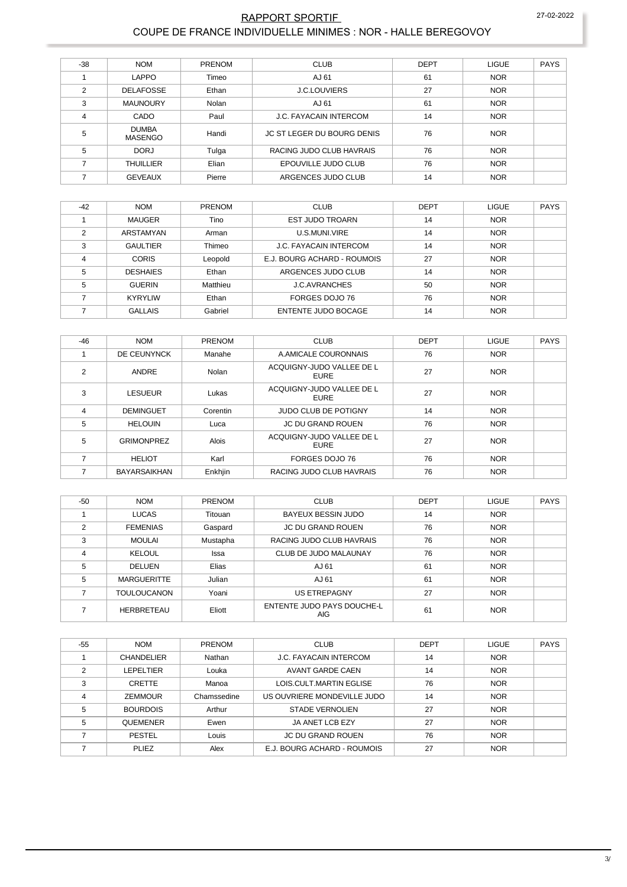## RAPPORT SPORTIF

## COUPE DE FRANCE INDIVIDUELLE MINIMES : NOR - HALLE BEREGOVOY

| -38 | NOM | PRENOM | CLUB | DEPT | LIGUE | PAYS |
|---|---|---|---|---|---|---|
| 1 | LAPPO | Timeo | AJ 61 | 61 | NOR | |
| 2 | DELAFOSSE | Ethan | J.C.LOUVIERS | 27 | NOR | |
| 3 | MAUNOURY | Nolan | AJ 61 | 61 | NOR | |
| 4 | CADO | Paul | J.C. FAYACAIN INTERCOM | 14 | NOR | |
| 5 | DUMBA MASENGO | Handi | JC ST LEGER DU BOURG DENIS | 76 | NOR | |
| 5 | DORJ | Tulga | RACING JUDO CLUB HAVRAIS | 76 | NOR | |
| 7 | THUILLIER | Elian | EPOUVILLE JUDO CLUB | 76 | NOR | |
| 7 | GEVEAUX | Pierre | ARGENCES JUDO CLUB | 14 | NOR | |

| -42 | NOM | PRENOM | CLUB | DEPT | LIGUE | PAYS |
|---|---|---|---|---|---|---|
| 1 | MAUGER | Tino | EST JUDO TROARN | 14 | NOR | |
| 2 | ARSTAMYAN | Arman | U.S.MUNI.VIRE | 14 | NOR | |
| 3 | GAULTIER | Thimeo | J.C. FAYACAIN INTERCOM | 14 | NOR | |
| 4 | CORIS | Leopold | E.J. BOURG ACHARD - ROUMOIS | 27 | NOR | |
| 5 | DESHAIES | Ethan | ARGENCES JUDO CLUB | 14 | NOR | |
| 5 | GUERIN | Matthieu | J.C.AVRANCHES | 50 | NOR | |
| 7 | KYRYLIW | Ethan | FORGES DOJO 76 | 76 | NOR | |
| 7 | GALLAIS | Gabriel | ENTENTE JUDO BOCAGE | 14 | NOR | |

| -46 | NOM | PRENOM | CLUB | DEPT | LIGUE | PAYS |
|---|---|---|---|---|---|---|
| 1 | DE CEUNYNCK | Manahe | A.AMICALE COURONNAIS | 76 | NOR | |
| 2 | ANDRE | Nolan | ACQUIGNY-JUDO VALLEE DE L EURE | 27 | NOR | |
| 3 | LESUEUR | Lukas | ACQUIGNY-JUDO VALLEE DE L EURE | 27 | NOR | |
| 4 | DEMINGUET | Corentin | JUDO CLUB DE POTIGNY | 14 | NOR | |
| 5 | HELOUIN | Luca | JC DU GRAND ROUEN | 76 | NOR | |
| 5 | GRIMONPREZ | Alois | ACQUIGNY-JUDO VALLEE DE L EURE | 27 | NOR | |
| 7 | HELIOT | Karl | FORGES DOJO 76 | 76 | NOR | |
| 7 | BAYARSAIKHAN | Enkhjin | RACING JUDO CLUB HAVRAIS | 76 | NOR | |

| -50 | NOM | PRENOM | CLUB | DEPT | LIGUE | PAYS |
|---|---|---|---|---|---|---|
| 1 | LUCAS | Titouan | BAYEUX BESSIN JUDO | 14 | NOR | |
| 2 | FEMENIAS | Gaspard | JC DU GRAND ROUEN | 76 | NOR | |
| 3 | MOULAI | Mustapha | RACING JUDO CLUB HAVRAIS | 76 | NOR | |
| 4 | KELOUL | Issa | CLUB DE JUDO MALAUNAY | 76 | NOR | |
| 5 | DELUEN | Elias | AJ 61 | 61 | NOR | |
| 5 | MARGUERITTE | Julian | AJ 61 | 61 | NOR | |
| 7 | TOULOUCANON | Yoani | US ETREPAGNY | 27 | NOR | |
| 7 | HERBRETEAU | Eliott | ENTENTE JUDO PAYS DOUCHE-L AIG | 61 | NOR | |

| -55 | NOM | PRENOM | CLUB | DEPT | LIGUE | PAYS |
|---|---|---|---|---|---|---|
| 1 | CHANDELIER | Nathan | J.C. FAYACAIN INTERCOM | 14 | NOR | |
| 2 | LEPELTIER | Louka | AVANT GARDE CAEN | 14 | NOR | |
| 3 | CRETTE | Manoa | LOIS.CULT.MARTIN EGLISE | 76 | NOR | |
| 4 | ZEMMOUR | Chamssedine | US OUVRIERE MONDEVILLE JUDO | 14 | NOR | |
| 5 | BOURDOIS | Arthur | STADE VERNOLIEN | 27 | NOR | |
| 5 | QUEMENER | Ewen | JA ANET LCB EZY | 27 | NOR | |
| 7 | PESTEL | Louis | JC DU GRAND ROUEN | 76 | NOR | |
| 7 | PLIEZ | Alex | E.J. BOURG ACHARD - ROUMOIS | 27 | NOR | |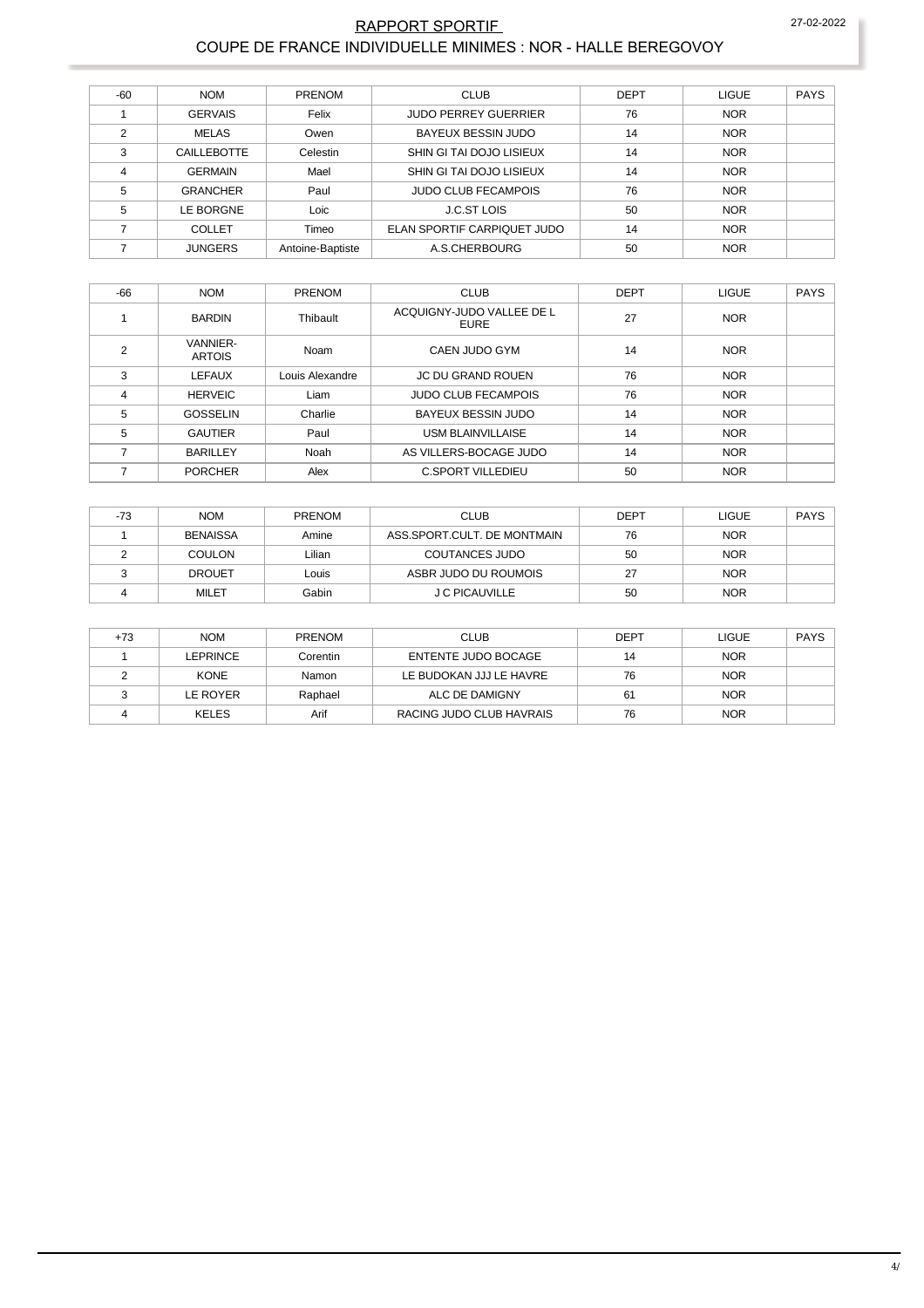## RAPPORT SPORTIF

COUPE DE FRANCE INDIVIDUELLE MINIMES : NOR - HALLE BEREGOVOY

27-02-2022

| -60 | NOM | PRENOM | CLUB | DEPT | LIGUE | PAYS |
|---|---|---|---|---|---|---|
| 1 | GERVAIS | Felix | JUDO PERREY GUERRIER | 76 | NOR | |
| 2 | MELAS | Owen | BAYEUX BESSIN JUDO | 14 | NOR | |
| 3 | CAILLEBOTTE | Celestin | SHIN GI TAI DOJO LISIEUX | 14 | NOR | |
| 4 | GERMAIN | Mael | SHIN GI TAI DOJO LISIEUX | 14 | NOR | |
| 5 | GRANCHER | Paul | JUDO CLUB FECAMPOIS | 76 | NOR | |
| 5 | LE BORGNE | Loic | J.C.ST LOIS | 50 | NOR | |
| 7 | COLLET | Timeo | ELAN SPORTIF CARPIQUET JUDO | 14 | NOR | |
| 7 | JUNGERS | Antoine-Baptiste | A.S.CHERBOURG | 50 | NOR | |

| -66 | NOM | PRENOM | CLUB | DEPT | LIGUE | PAYS |
|---|---|---|---|---|---|---|
| 1 | BARDIN | Thibault | ACQUIGNY-JUDO VALLEE DE L EURE | 27 | NOR | |
| 2 | VANNIER-ARTOIS | Noam | CAEN JUDO GYM | 14 | NOR | |
| 3 | LEFAUX | Louis Alexandre | JC DU GRAND ROUEN | 76 | NOR | |
| 4 | HERVEIC | Liam | JUDO CLUB FECAMPOIS | 76 | NOR | |
| 5 | GOSSELIN | Charlie | BAYEUX BESSIN JUDO | 14 | NOR | |
| 5 | GAUTIER | Paul | USM BLAINVILLAISE | 14 | NOR | |
| 7 | BARILLEY | Noah | AS VILLERS-BOCAGE JUDO | 14 | NOR | |
| 7 | PORCHER | Alex | C.SPORT VILLEDIEU | 50 | NOR | |

| -73 | NOM | PRENOM | CLUB | DEPT | LIGUE | PAYS |
|---|---|---|---|---|---|---|
| 1 | BENAISSA | Amine | ASS.SPORT.CULT. DE MONTMAIN | 76 | NOR | |
| 2 | COULON | Lilian | COUTANCES JUDO | 50 | NOR | |
| 3 | DROUET | Louis | ASBR JUDO DU ROUMOIS | 27 | NOR | |
| 4 | MILET | Gabin | J C PICAUVILLE | 50 | NOR | |

| +73 | NOM | PRENOM | CLUB | DEPT | LIGUE | PAYS |
|---|---|---|---|---|---|---|
| 1 | LEPRINCE | Corentin | ENTENTE JUDO BOCAGE | 14 | NOR | |
| 2 | KONE | Namon | LE BUDOKAN JJJ LE HAVRE | 76 | NOR | |
| 3 | LE ROYER | Raphael | ALC DE DAMIGNY | 61 | NOR | |
| 4 | KELES | Arif | RACING JUDO CLUB HAVRAIS | 76 | NOR | |